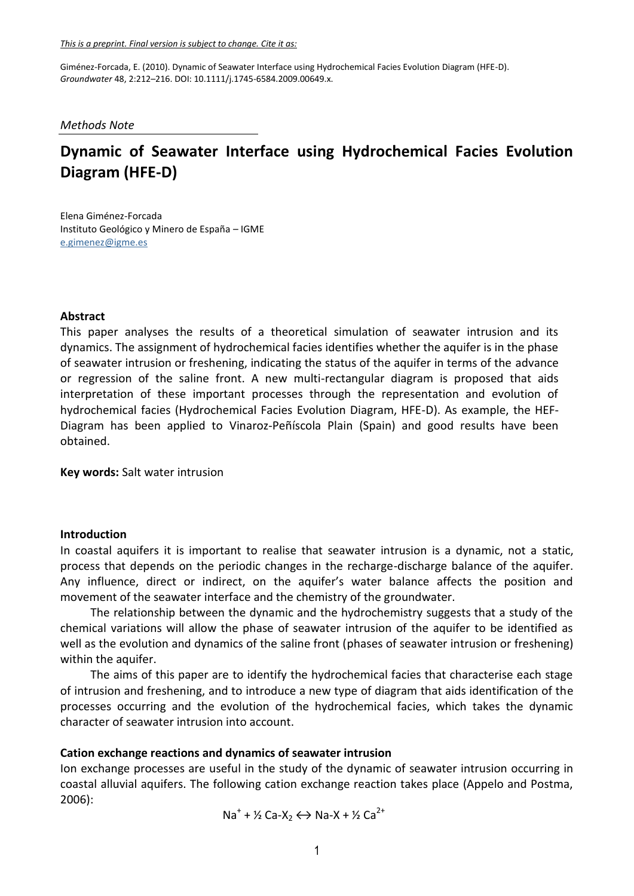*This is a preprint. Final version is subject to change. Cite it as:*

Giménez-Forcada, E. (2010). Dynamic of Seawater Interface using Hydrochemical Facies Evolution Diagram (HFE-D). *Groundwater* 48, 2:212–216. DOI: 10.1111/j.1745-6584.2009.00649.x.

*Methods Note*

# Dynamic of Seawater Interface using Hydrochemical Facies Evolution Diagram (HFE-D)

Elena Giménez-Forcada
Instituto Geológico y Minero de España – IGME
e.gimenez@igme.es

**Abstract**

This paper analyses the results of a theoretical simulation of seawater intrusion and its dynamics. The assignment of hydrochemical facies identifies whether the aquifer is in the phase of seawater intrusion or freshening, indicating the status of the aquifer in terms of the advance or regression of the saline front. A new multi-rectangular diagram is proposed that aids interpretation of these important processes through the representation and evolution of hydrochemical facies (Hydrochemical Facies Evolution Diagram, HFE-D). As example, the HEF-Diagram has been applied to Vinaroz-Peñíscola Plain (Spain) and good results have been obtained.

**Key words:** Salt water intrusion

## Introduction

In coastal aquifers it is important to realise that seawater intrusion is a dynamic, not a static, process that depends on the periodic changes in the recharge-discharge balance of the aquifer. Any influence, direct or indirect, on the aquifer's water balance affects the position and movement of the seawater interface and the chemistry of the groundwater.

The relationship between the dynamic and the hydrochemistry suggests that a study of the chemical variations will allow the phase of seawater intrusion of the aquifer to be identified as well as the evolution and dynamics of the saline front (phases of seawater intrusion or freshening) within the aquifer.

The aims of this paper are to identify the hydrochemical facies that characterise each stage of intrusion and freshening, and to introduce a new type of diagram that aids identification of the processes occurring and the evolution of the hydrochemical facies, which takes the dynamic character of seawater intrusion into account.

## Cation exchange reactions and dynamics of seawater intrusion

Ion exchange processes are useful in the study of the dynamic of seawater intrusion occurring in coastal alluvial aquifers. The following cation exchange reaction takes place (Appelo and Postma, 2006):

$$Na^+ + ½\ Ca\text{-}X_2 \leftrightarrow Na\text{-}X + ½\ Ca^{2+}$$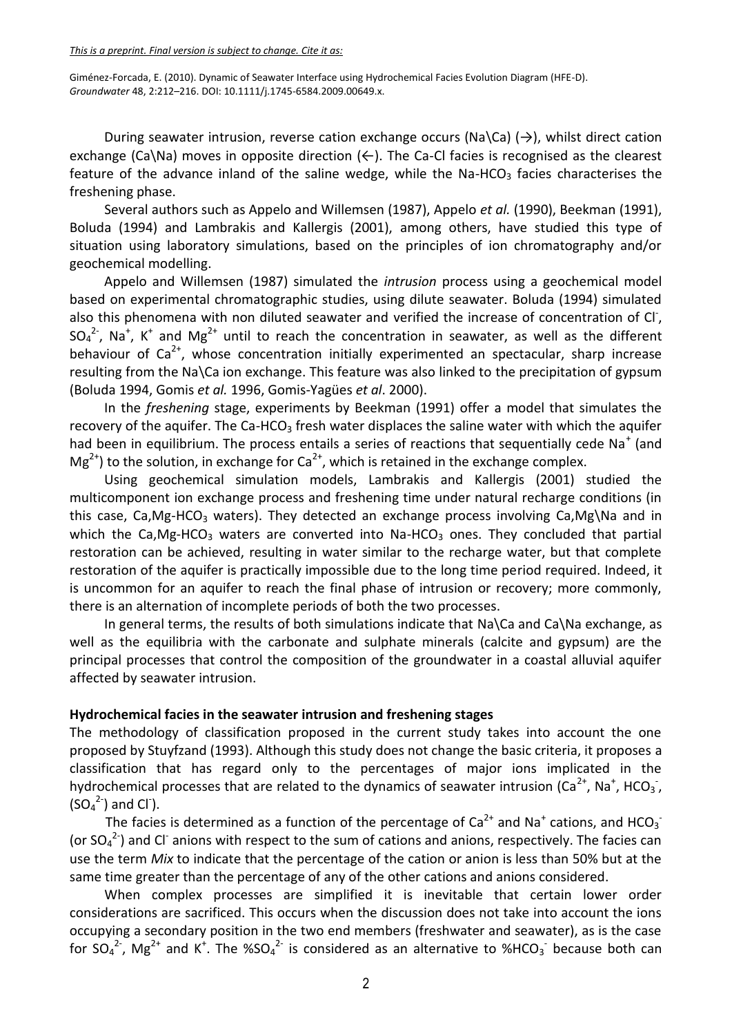During seawater intrusion, reverse cation exchange occurs (Na\Ca) (→), whilst direct cation exchange (Ca\Na) moves in opposite direction (←). The Ca-Cl facies is recognised as the clearest feature of the advance inland of the saline wedge, while the Na-$HCO_3$ facies characterises the freshening phase.

Several authors such as Appelo and Willemsen (1987), Appelo *et al.* (1990), Beekman (1991), Boluda (1994) and Lambrakis and Kallergis (2001), among others, have studied this type of situation using laboratory simulations, based on the principles of ion chromatography and/or geochemical modelling.

Appelo and Willemsen (1987) simulated the *intrusion* process using a geochemical model based on experimental chromatographic studies, using dilute seawater. Boluda (1994) simulated also this phenomena with non diluted seawater and verified the increase of concentration of $Cl^-$, $SO_4^{2-}$, $Na^+$, $K^+$ and $Mg^{2+}$ until to reach the concentration in seawater, as well as the different behaviour of $Ca^{2+}$, whose concentration initially experimented an spectacular, sharp increase resulting from the Na\Ca ion exchange. This feature was also linked to the precipitation of gypsum (Boluda 1994, Gomis *et al.* 1996, Gomis-Yagües *et al*. 2000).

In the *freshening* stage, experiments by Beekman (1991) offer a model that simulates the recovery of the aquifer. The Ca-$HCO_3$ fresh water displaces the saline water with which the aquifer had been in equilibrium. The process entails a series of reactions that sequentially cede $Na^+$ (and $Mg^{2+}$) to the solution, in exchange for $Ca^{2+}$, which is retained in the exchange complex.

Using geochemical simulation models, Lambrakis and Kallergis (2001) studied the multicomponent ion exchange process and freshening time under natural recharge conditions (in this case, Ca,Mg-$HCO_3$ waters). They detected an exchange process involving Ca,Mg\Na and in which the Ca,Mg-$HCO_3$ waters are converted into Na-$HCO_3$ ones. They concluded that partial restoration can be achieved, resulting in water similar to the recharge water, but that complete restoration of the aquifer is practically impossible due to the long time period required. Indeed, it is uncommon for an aquifer to reach the final phase of intrusion or recovery; more commonly, there is an alternation of incomplete periods of both the two processes.

In general terms, the results of both simulations indicate that Na\Ca and Ca\Na exchange, as well as the equilibria with the carbonate and sulphate minerals (calcite and gypsum) are the principal processes that control the composition of the groundwater in a coastal alluvial aquifer affected by seawater intrusion.

**Hydrochemical facies in the seawater intrusion and freshening stages**

The methodology of classification proposed in the current study takes into account the one proposed by Stuyfzand (1993). Although this study does not change the basic criteria, it proposes a classification that has regard only to the percentages of major ions implicated in the hydrochemical processes that are related to the dynamics of seawater intrusion ($Ca^{2+}$, $Na^+$, $HCO_3^-$, ($SO_4^{2-}$) and $Cl^-$).

The facies is determined as a function of the percentage of $Ca^{2+}$ and $Na^+$ cations, and $HCO_3^-$ (or $SO_4^{2-}$) and $Cl^-$ anions with respect to the sum of cations and anions, respectively. The facies can use the term *Mix* to indicate that the percentage of the cation or anion is less than 50% but at the same time greater than the percentage of any of the other cations and anions considered.

When complex processes are simplified it is inevitable that certain lower order considerations are sacrificed. This occurs when the discussion does not take into account the ions occupying a secondary position in the two end members (freshwater and seawater), as is the case for $SO_4^{2-}$, $Mg^{2+}$ and $K^+$. The %$SO_4^{2-}$ is considered as an alternative to %$HCO_3^-$ because both can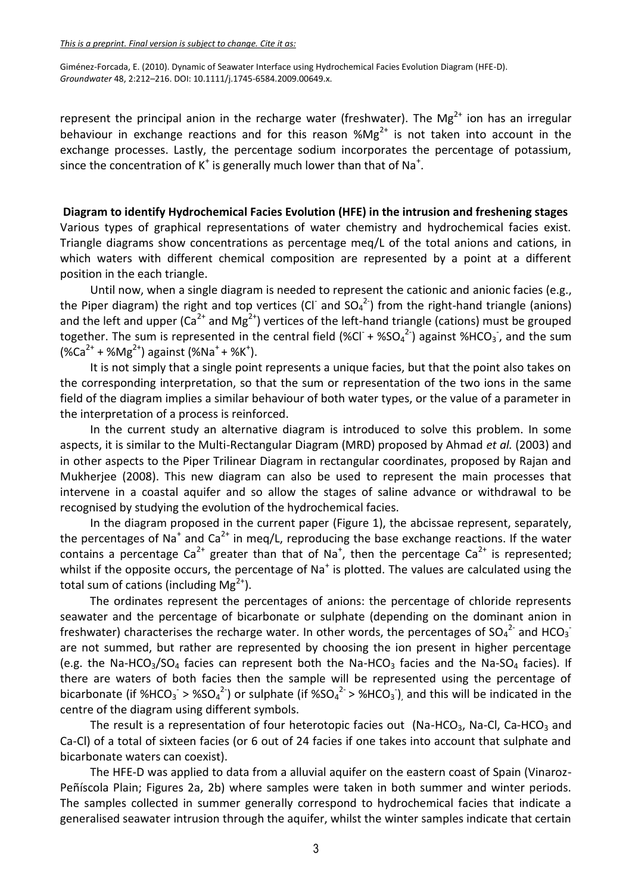represent the principal anion in the recharge water (freshwater). The $Mg^{2+}$ ion has an irregular behaviour in exchange reactions and for this reason $\%Mg^{2+}$ is not taken into account in the exchange processes. Lastly, the percentage sodium incorporates the percentage of potassium, since the concentration of $K^+$ is generally much lower than that of $Na^+$.

**Diagram to identify Hydrochemical Facies Evolution (HFE) in the intrusion and freshening stages**

Various types of graphical representations of water chemistry and hydrochemical facies exist. Triangle diagrams show concentrations as percentage meq/L of the total anions and cations, in which waters with different chemical composition are represented by a point at a different position in the each triangle.

Until now, when a single diagram is needed to represent the cationic and anionic facies (e.g., the Piper diagram) the right and top vertices ($Cl^-$ and $SO_4^{2-}$) from the right-hand triangle (anions) and the left and upper ($Ca^{2+}$ and $Mg^{2+}$) vertices of the left-hand triangle (cations) must be grouped together. The sum is represented in the central field ($\%Cl^- + \%SO_4^{2-}$) against $\%HCO_3^-$, and the sum ($\%Ca^{2+} + \%Mg^{2+}$) against ($\%Na^+ + \%K^+$).

It is not simply that a single point represents a unique facies, but that the point also takes on the corresponding interpretation, so that the sum or representation of the two ions in the same field of the diagram implies a similar behaviour of both water types, or the value of a parameter in the interpretation of a process is reinforced.

In the current study an alternative diagram is introduced to solve this problem. In some aspects, it is similar to the Multi-Rectangular Diagram (MRD) proposed by Ahmad *et al.* (2003) and in other aspects to the Piper Trilinear Diagram in rectangular coordinates, proposed by Rajan and Mukherjee (2008). This new diagram can also be used to represent the main processes that intervene in a coastal aquifer and so allow the stages of saline advance or withdrawal to be recognised by studying the evolution of the hydrochemical facies.

In the diagram proposed in the current paper (Figure 1), the abcissae represent, separately, the percentages of $Na^+$ and $Ca^{2+}$ in meq/L, reproducing the base exchange reactions. If the water contains a percentage $Ca^{2+}$ greater than that of $Na^+$, then the percentage $Ca^{2+}$ is represented; whilst if the opposite occurs, the percentage of $Na^+$ is plotted. The values are calculated using the total sum of cations (including $Mg^{2+}$).

The ordinates represent the percentages of anions: the percentage of chloride represents seawater and the percentage of bicarbonate or sulphate (depending on the dominant anion in freshwater) characterises the recharge water. In other words, the percentages of $SO_4^{2-}$ and $HCO_3^-$ are not summed, but rather are represented by choosing the ion present in higher percentage (e.g. the Na-$HCO_3$/$SO_4$ facies can represent both the Na-$HCO_3$ facies and the Na-$SO_4$ facies). If there are waters of both facies then the sample will be represented using the percentage of bicarbonate (if $\%HCO_3^- > \%SO_4^{2-}$) or sulphate (if $\%SO_4^{2-} > \%HCO_3^-$), and this will be indicated in the centre of the diagram using different symbols.

The result is a representation of four heterotopic facies out (Na-$HCO_3$, Na-Cl, Ca-$HCO_3$ and Ca-Cl) of a total of sixteen facies (or 6 out of 24 facies if one takes into account that sulphate and bicarbonate waters can coexist).

The HFE-D was applied to data from a alluvial aquifer on the eastern coast of Spain (Vinaroz-Peñíscola Plain; Figures 2a, 2b) where samples were taken in both summer and winter periods. The samples collected in summer generally correspond to hydrochemical facies that indicate a generalised seawater intrusion through the aquifer, whilst the winter samples indicate that certain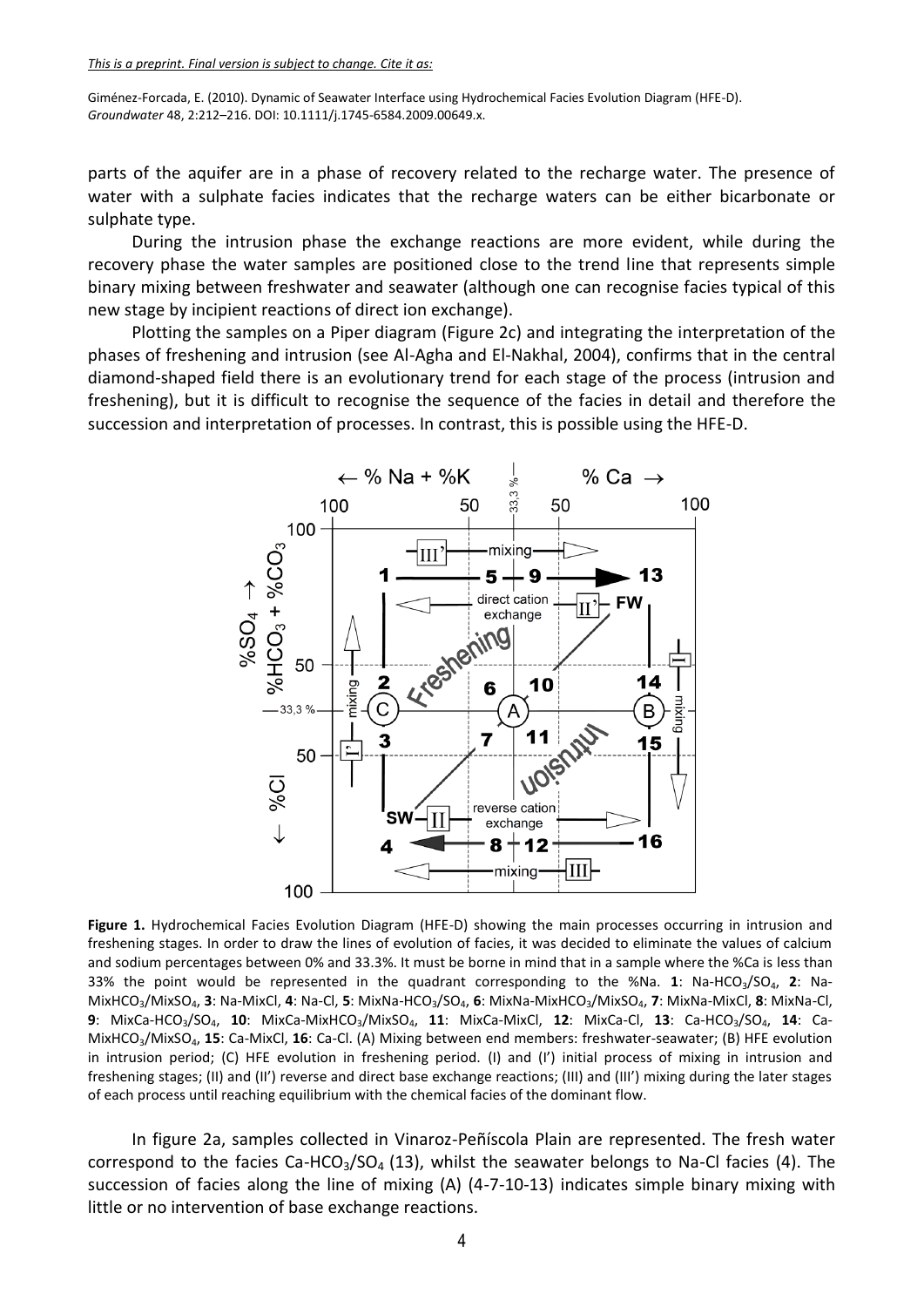parts of the aquifer are in a phase of recovery related to the recharge water. The presence of water with a sulphate facies indicates that the recharge waters can be either bicarbonate or sulphate type.

During the intrusion phase the exchange reactions are more evident, while during the recovery phase the water samples are positioned close to the trend line that represents simple binary mixing between freshwater and seawater (although one can recognise facies typical of this new stage by incipient reactions of direct ion exchange).

Plotting the samples on a Piper diagram (Figure 2c) and integrating the interpretation of the phases of freshening and intrusion (see Al-Agha and El-Nakhal, 2004), confirms that in the central diamond-shaped field there is an evolutionary trend for each stage of the process (intrusion and freshening), but it is difficult to recognise the sequence of the facies in detail and therefore the succession and interpretation of processes. In contrast, this is possible using the HFE-D.

**Figure 1.** Hydrochemical Facies Evolution Diagram (HFE-D) showing the main processes occurring in intrusion and freshening stages. In order to draw the lines of evolution of facies, it was decided to eliminate the values of calcium and sodium percentages between 0% and 33.3%. It must be borne in mind that in a sample where the %Ca is less than 33% the point would be represented in the quadrant corresponding to the %Na. **1**: Na-$HCO_3$/$SO_4$, **2**: Na-Mix$HCO_3$/Mix$SO_4$, **3**: Na-MixCl, **4**: Na-Cl, **5**: MixNa-$HCO_3$/$SO_4$, **6**: MixNa-Mix$HCO_3$/Mix$SO_4$, **7**: MixNa-MixCl, **8**: MixNa-Cl, **9**: MixCa-$HCO_3$/$SO_4$, **10**: MixCa-Mix$HCO_3$/Mix$SO_4$, **11**: MixCa-MixCl, **12**: MixCa-Cl, **13**: Ca-$HCO_3$/$SO_4$, **14**: Ca-Mix$HCO_3$/Mix$SO_4$, **15**: Ca-MixCl, **16**: Ca-Cl. (A) Mixing between end members: freshwater-seawater; (B) HFE evolution in intrusion period; (C) HFE evolution in freshening period. (I) and (I') initial process of mixing in intrusion and freshening stages; (II) and (II') reverse and direct base exchange reactions; (III) and (III') mixing during the later stages of each process until reaching equilibrium with the chemical facies of the dominant flow.

In figure 2a, samples collected in Vinaroz-Peñíscola Plain are represented. The fresh water correspond to the facies Ca-$HCO_3$/$SO_4$ (13), whilst the seawater belongs to Na-Cl facies (4). The succession of facies along the line of mixing (A) (4-7-10-13) indicates simple binary mixing with little or no intervention of base exchange reactions.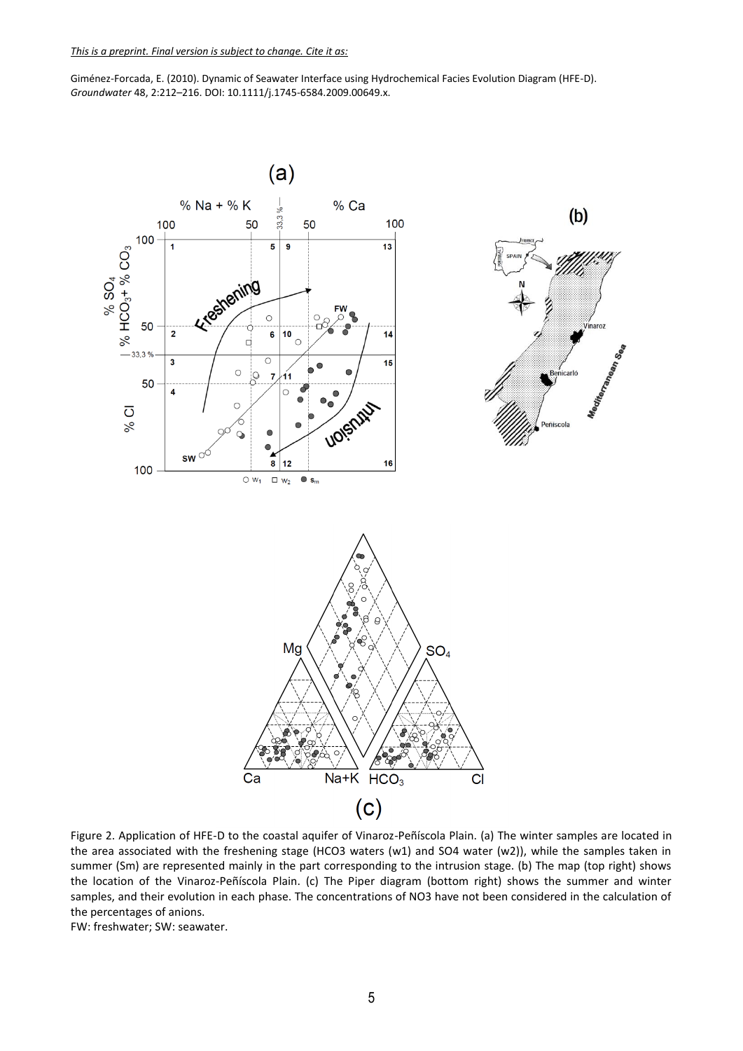*This is a preprint. Final version is subject to change. Cite it as:*

Giménez-Forcada, E. (2010). Dynamic of Seawater Interface using Hydrochemical Facies Evolution Diagram (HFE-D). *Groundwater* 48, 2:212–216. DOI: 10.1111/j.1745-6584.2009.00649.x.

Figure 2. Application of HFE-D to the coastal aquifer of Vinaroz-Peñíscola Plain. (a) The winter samples are located in the area associated with the freshening stage (HCO3 waters (w1) and SO4 water (w2)), while the samples taken in summer (Sm) are represented mainly in the part corresponding to the intrusion stage. (b) The map (top right) shows the location of the Vinaroz-Peñíscola Plain. (c) The Piper diagram (bottom right) shows the summer and winter samples, and their evolution in each phase. The concentrations of NO3 have not been considered in the calculation of the percentages of anions.

FW: freshwater; SW: seawater.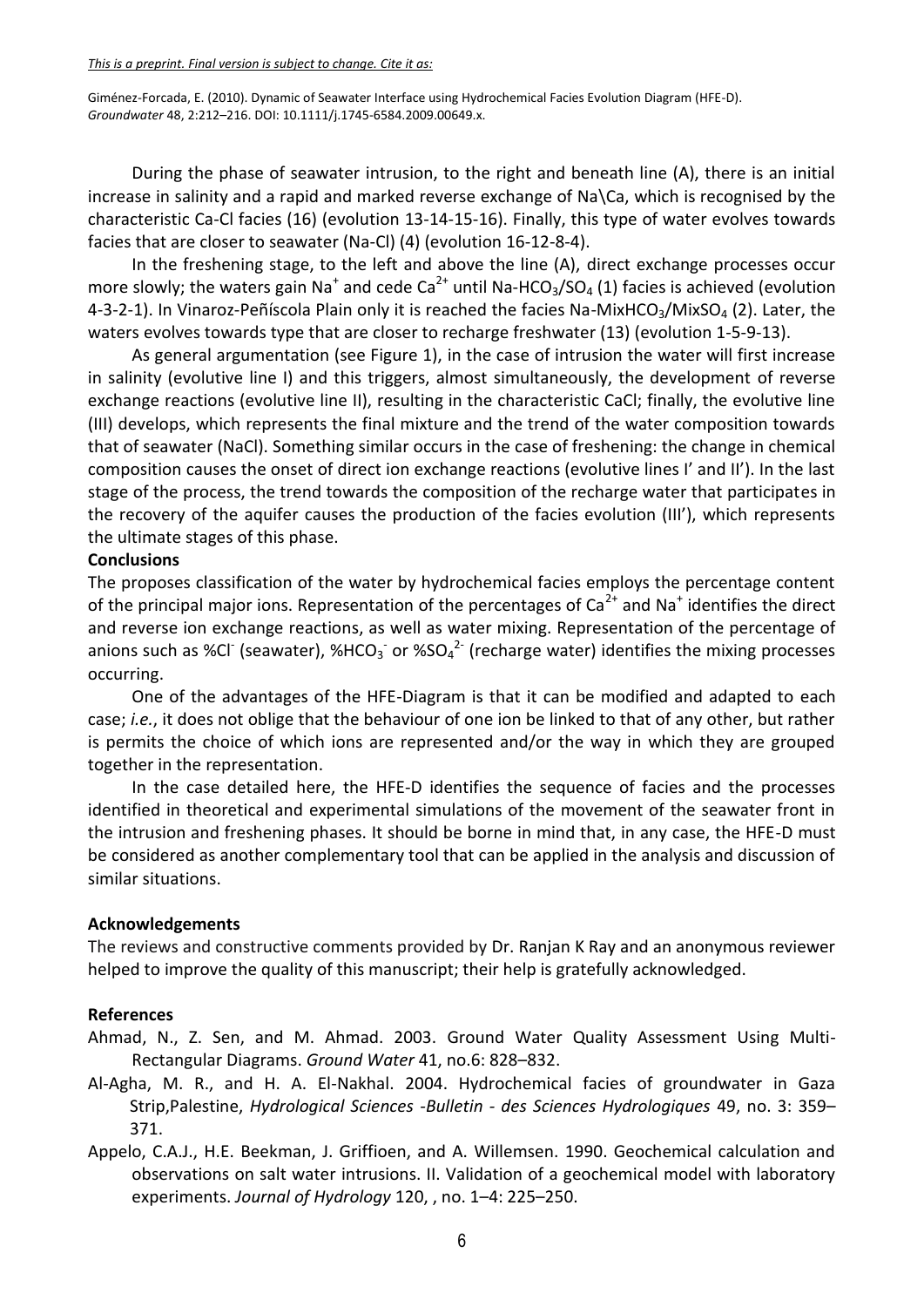During the phase of seawater intrusion, to the right and beneath line (A), there is an initial increase in salinity and a rapid and marked reverse exchange of Na\Ca, which is recognised by the characteristic Ca-Cl facies (16) (evolution 13-14-15-16). Finally, this type of water evolves towards facies that are closer to seawater (Na-Cl) (4) (evolution 16-12-8-4).

In the freshening stage, to the left and above the line (A), direct exchange processes occur more slowly; the waters gain $Na^+$ and cede $Ca^{2+}$ until Na-$HCO_3$/$SO_4$ (1) facies is achieved (evolution 4-3-2-1). In Vinaroz-Peñíscola Plain only it is reached the facies Na-Mix$HCO_3$/Mix$SO_4$ (2). Later, the waters evolves towards type that are closer to recharge freshwater (13) (evolution 1-5-9-13).

As general argumentation (see Figure 1), in the case of intrusion the water will first increase in salinity (evolutive line I) and this triggers, almost simultaneously, the development of reverse exchange reactions (evolutive line II), resulting in the characteristic CaCl; finally, the evolutive line (III) develops, which represents the final mixture and the trend of the water composition towards that of seawater (NaCl). Something similar occurs in the case of freshening: the change in chemical composition causes the onset of direct ion exchange reactions (evolutive lines I' and II'). In the last stage of the process, the trend towards the composition of the recharge water that participates in the recovery of the aquifer causes the production of the facies evolution (III'), which represents the ultimate stages of this phase.

**Conclusions**

The proposes classification of the water by hydrochemical facies employs the percentage content of the principal major ions. Representation of the percentages of $Ca^{2+}$ and $Na^+$ identifies the direct and reverse ion exchange reactions, as well as water mixing. Representation of the percentage of anions such as %$Cl^-$ (seawater), %$HCO_3^-$ or %$SO_4^{2-}$ (recharge water) identifies the mixing processes occurring.

One of the advantages of the HFE-Diagram is that it can be modified and adapted to each case; *i.e.*, it does not oblige that the behaviour of one ion be linked to that of any other, but rather is permits the choice of which ions are represented and/or the way in which they are grouped together in the representation.

In the case detailed here, the HFE-D identifies the sequence of facies and the processes identified in theoretical and experimental simulations of the movement of the seawater front in the intrusion and freshening phases. It should be borne in mind that, in any case, the HFE-D must be considered as another complementary tool that can be applied in the analysis and discussion of similar situations.

**Acknowledgements**

The reviews and constructive comments provided by Dr. Ranjan K Ray and an anonymous reviewer helped to improve the quality of this manuscript; their help is gratefully acknowledged.

**References**

Ahmad, N., Z. Sen, and M. Ahmad. 2003. Ground Water Quality Assessment Using Multi-Rectangular Diagrams. *Ground Water* 41, no.6: 828–832.

Al-Agha, M. R., and H. A. El-Nakhal. 2004. Hydrochemical facies of groundwater in Gaza Strip,Palestine, *Hydrological Sciences -Bulletin - des Sciences Hydrologiques* 49, no. 3: 359–371.

Appelo, C.A.J., H.E. Beekman, J. Griffioen, and A. Willemsen. 1990. Geochemical calculation and observations on salt water intrusions. II. Validation of a geochemical model with laboratory experiments. *Journal of Hydrology* 120, , no. 1–4: 225–250.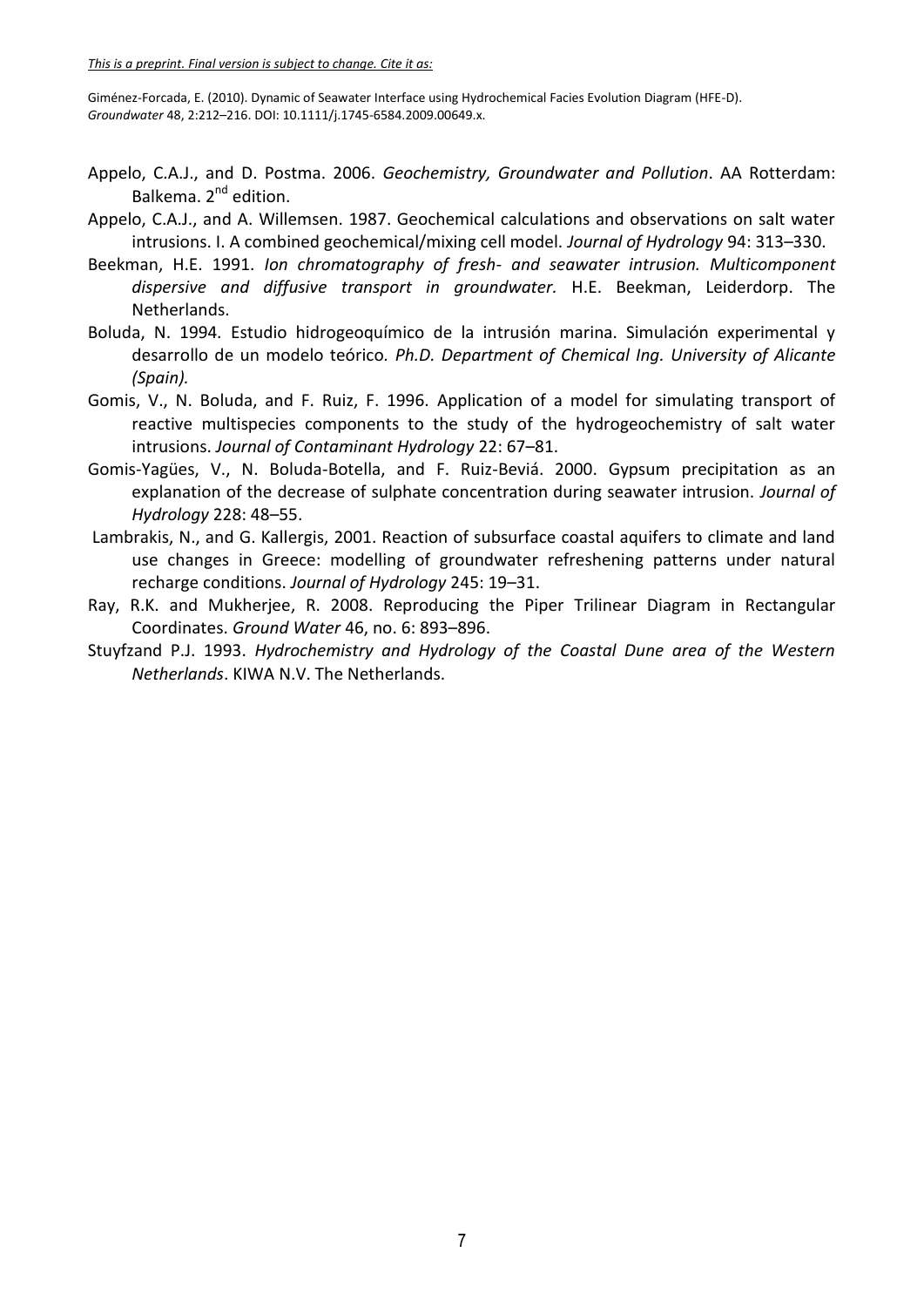Appelo, C.A.J., and D. Postma. 2006. *Geochemistry, Groundwater and Pollution*. AA Rotterdam: Balkema. 2nd edition.

Appelo, C.A.J., and A. Willemsen. 1987. Geochemical calculations and observations on salt water intrusions. I. A combined geochemical/mixing cell model. *Journal of Hydrology* 94: 313–330.

Beekman, H.E. 1991. *Ion chromatography of fresh- and seawater intrusion. Multicomponent dispersive and diffusive transport in groundwater.* H.E. Beekman, Leiderdorp. The Netherlands.

Boluda, N. 1994. Estudio hidrogeoquímico de la intrusión marina. Simulación experimental y desarrollo de un modelo teórico. *Ph.D. Department of Chemical Ing. University of Alicante (Spain).*

Gomis, V., N. Boluda, and F. Ruiz, F. 1996. Application of a model for simulating transport of reactive multispecies components to the study of the hydrogeochemistry of salt water intrusions. *Journal of Contaminant Hydrology* 22: 67–81.

Gomis-Yagües, V., N. Boluda-Botella, and F. Ruiz-Beviá. 2000. Gypsum precipitation as an explanation of the decrease of sulphate concentration during seawater intrusion. *Journal of Hydrology* 228: 48–55.

Lambrakis, N., and G. Kallergis, 2001. Reaction of subsurface coastal aquifers to climate and land use changes in Greece: modelling of groundwater refreshening patterns under natural recharge conditions. *Journal of Hydrology* 245: 19–31.

Ray, R.K. and Mukherjee, R. 2008. Reproducing the Piper Trilinear Diagram in Rectangular Coordinates. *Ground Water* 46, no. 6: 893–896.

Stuyfzand P.J. 1993. *Hydrochemistry and Hydrology of the Coastal Dune area of the Western Netherlands*. KIWA N.V. The Netherlands.